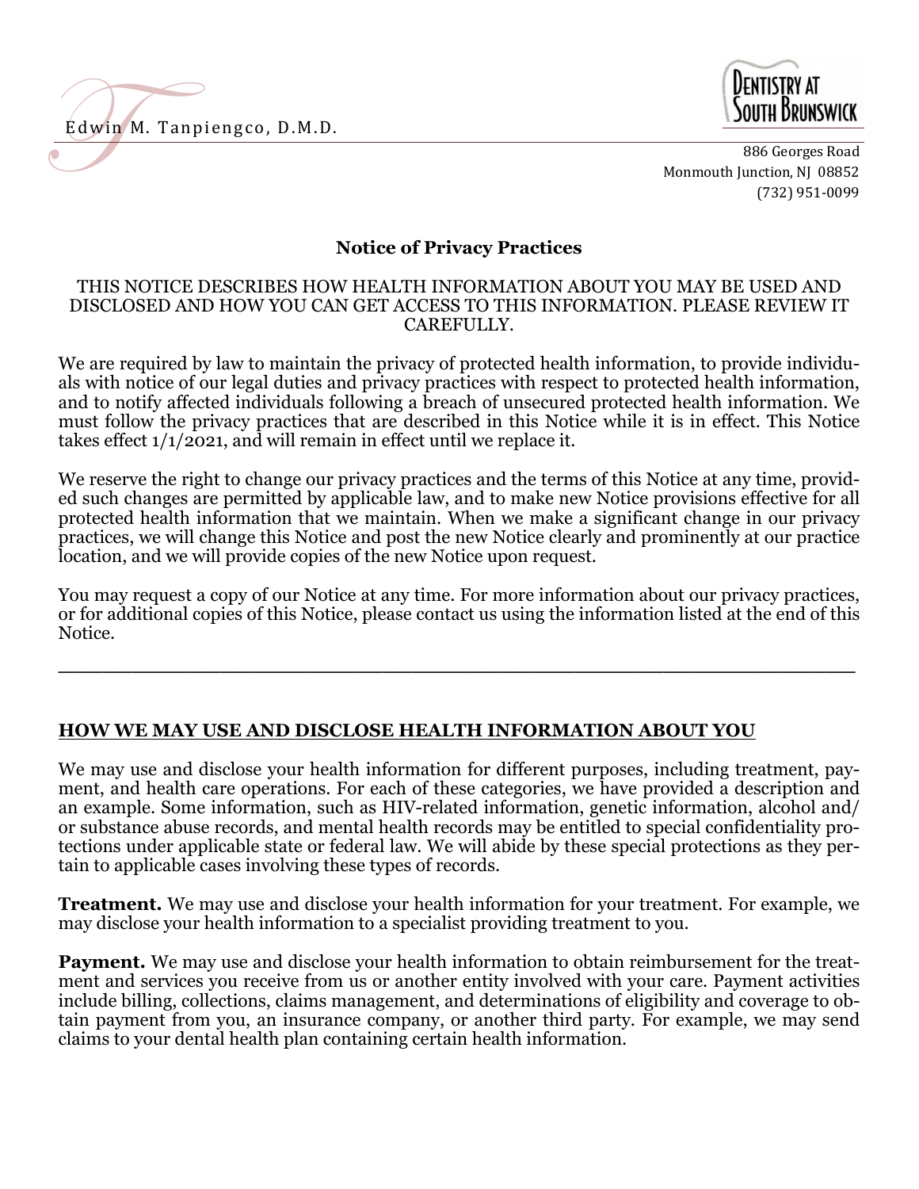Edwin M. Tanpiengco, D.M.D.

DENTISTRY AT SOUTH BRUNSWICK

886 Georges Road
Monmouth Junction, NJ 08852
(732) 951-0099

# Notice of Privacy Practices

THIS NOTICE DESCRIBES HOW HEALTH INFORMATION ABOUT YOU MAY BE USED AND DISCLOSED AND HOW YOU CAN GET ACCESS TO THIS INFORMATION. PLEASE REVIEW IT CAREFULLY.

We are required by law to maintain the privacy of protected health information, to provide individuals with notice of our legal duties and privacy practices with respect to protected health information, and to notify affected individuals following a breach of unsecured protected health information. We must follow the privacy practices that are described in this Notice while it is in effect. This Notice takes effect 1/1/2021, and will remain in effect until we replace it.

We reserve the right to change our privacy practices and the terms of this Notice at any time, provided such changes are permitted by applicable law, and to make new Notice provisions effective for all protected health information that we maintain. When we make a significant change in our privacy practices, we will change this Notice and post the new Notice clearly and prominently at our practice location, and we will provide copies of the new Notice upon request.

You may request a copy of our Notice at any time. For more information about our privacy practices, or for additional copies of this Notice, please contact us using the information listed at the end of this Notice.

---

## HOW WE MAY USE AND DISCLOSE HEALTH INFORMATION ABOUT YOU

We may use and disclose your health information for different purposes, including treatment, payment, and health care operations. For each of these categories, we have provided a description and an example. Some information, such as HIV-related information, genetic information, alcohol and/or substance abuse records, and mental health records may be entitled to special confidentiality protections under applicable state or federal law. We will abide by these special protections as they pertain to applicable cases involving these types of records.

**Treatment.** We may use and disclose your health information for your treatment. For example, we may disclose your health information to a specialist providing treatment to you.

**Payment.** We may use and disclose your health information to obtain reimbursement for the treatment and services you receive from us or another entity involved with your care. Payment activities include billing, collections, claims management, and determinations of eligibility and coverage to obtain payment from you, an insurance company, or another third party. For example, we may send claims to your dental health plan containing certain health information.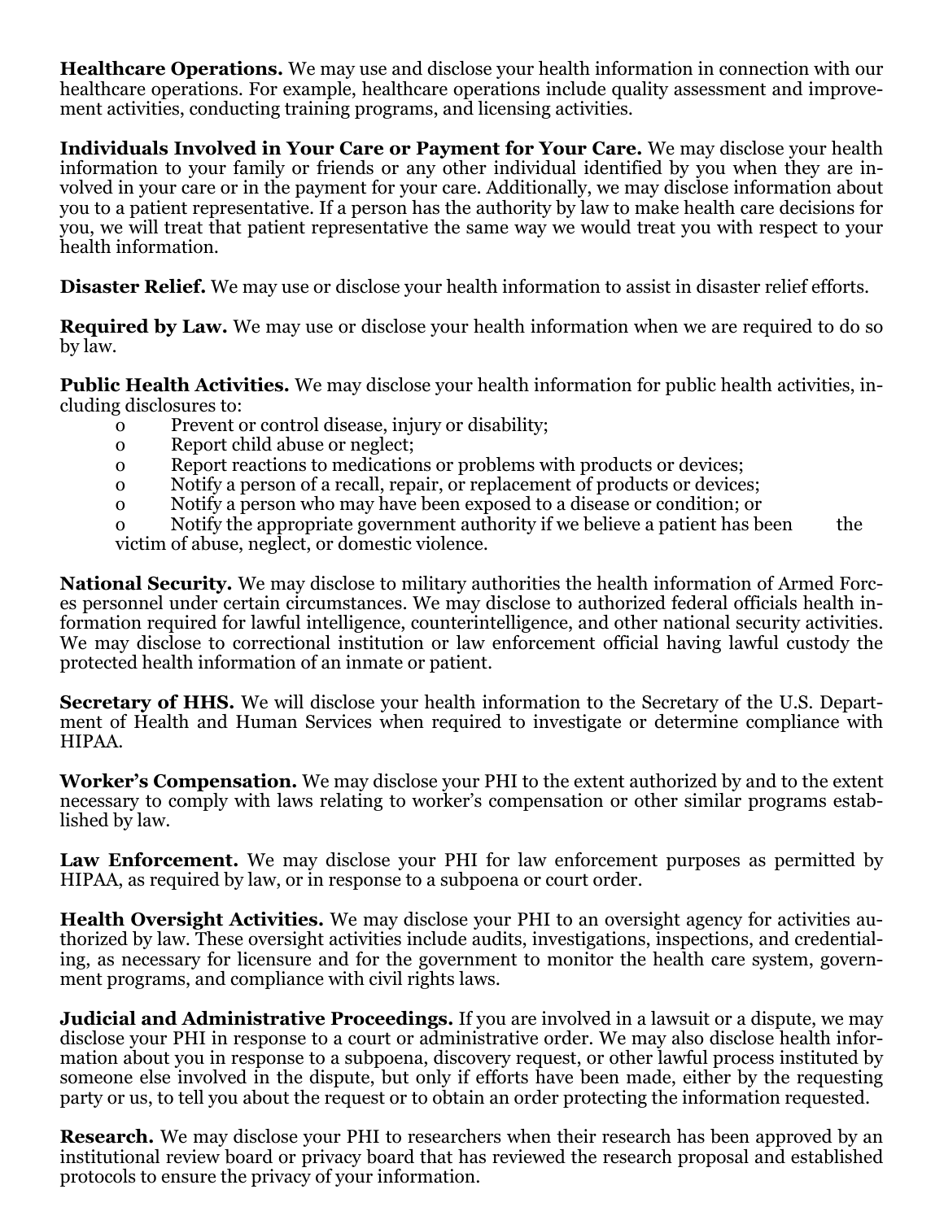**Healthcare Operations.** We may use and disclose your health information in connection with our healthcare operations. For example, healthcare operations include quality assessment and improvement activities, conducting training programs, and licensing activities.

**Individuals Involved in Your Care or Payment for Your Care.** We may disclose your health information to your family or friends or any other individual identified by you when they are involved in your care or in the payment for your care. Additionally, we may disclose information about you to a patient representative. If a person has the authority by law to make health care decisions for you, we will treat that patient representative the same way we would treat you with respect to your health information.

**Disaster Relief.** We may use or disclose your health information to assist in disaster relief efforts.

**Required by Law.** We may use or disclose your health information when we are required to do so by law.

**Public Health Activities.** We may disclose your health information for public health activities, including disclosures to:

- Prevent or control disease, injury or disability;
- Report child abuse or neglect;
- Report reactions to medications or problems with products or devices;
- Notify a person of a recall, repair, or replacement of products or devices;
- Notify a person who may have been exposed to a disease or condition; or
- Notify the appropriate government authority if we believe a patient has been the victim of abuse, neglect, or domestic violence.

**National Security.** We may disclose to military authorities the health information of Armed Forces personnel under certain circumstances. We may disclose to authorized federal officials health information required for lawful intelligence, counterintelligence, and other national security activities. We may disclose to correctional institution or law enforcement official having lawful custody the protected health information of an inmate or patient.

**Secretary of HHS.** We will disclose your health information to the Secretary of the U.S. Department of Health and Human Services when required to investigate or determine compliance with HIPAA.

**Worker's Compensation.** We may disclose your PHI to the extent authorized by and to the extent necessary to comply with laws relating to worker's compensation or other similar programs established by law.

**Law Enforcement.** We may disclose your PHI for law enforcement purposes as permitted by HIPAA, as required by law, or in response to a subpoena or court order.

**Health Oversight Activities.** We may disclose your PHI to an oversight agency for activities authorized by law. These oversight activities include audits, investigations, inspections, and credentialing, as necessary for licensure and for the government to monitor the health care system, government programs, and compliance with civil rights laws.

**Judicial and Administrative Proceedings.** If you are involved in a lawsuit or a dispute, we may disclose your PHI in response to a court or administrative order. We may also disclose health information about you in response to a subpoena, discovery request, or other lawful process instituted by someone else involved in the dispute, but only if efforts have been made, either by the requesting party or us, to tell you about the request or to obtain an order protecting the information requested.

**Research.** We may disclose your PHI to researchers when their research has been approved by an institutional review board or privacy board that has reviewed the research proposal and established protocols to ensure the privacy of your information.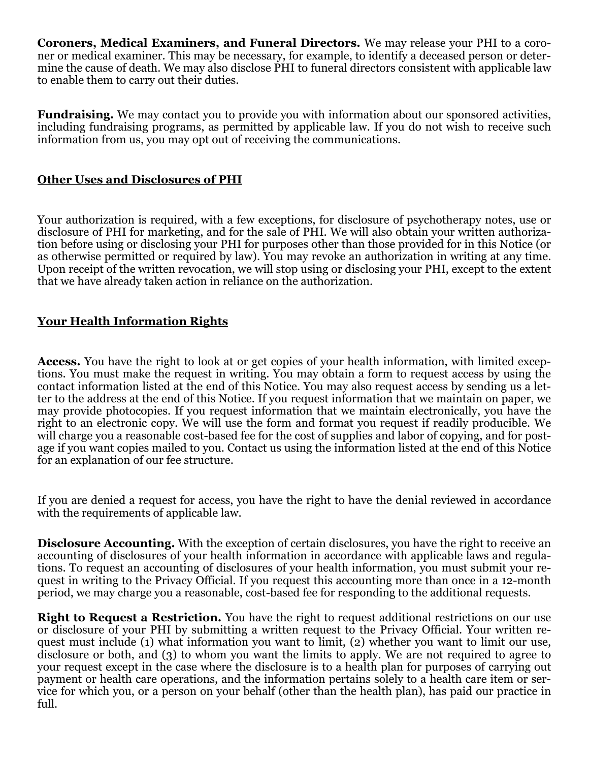**Coroners, Medical Examiners, and Funeral Directors.** We may release your PHI to a coroner or medical examiner. This may be necessary, for example, to identify a deceased person or determine the cause of death. We may also disclose PHI to funeral directors consistent with applicable law to enable them to carry out their duties.

**Fundraising.** We may contact you to provide you with information about our sponsored activities, including fundraising programs, as permitted by applicable law. If you do not wish to receive such information from us, you may opt out of receiving the communications.

## Other Uses and Disclosures of PHI

Your authorization is required, with a few exceptions, for disclosure of psychotherapy notes, use or disclosure of PHI for marketing, and for the sale of PHI. We will also obtain your written authorization before using or disclosing your PHI for purposes other than those provided for in this Notice (or as otherwise permitted or required by law). You may revoke an authorization in writing at any time. Upon receipt of the written revocation, we will stop using or disclosing your PHI, except to the extent that we have already taken action in reliance on the authorization.

## Your Health Information Rights

**Access.** You have the right to look at or get copies of your health information, with limited exceptions. You must make the request in writing. You may obtain a form to request access by using the contact information listed at the end of this Notice. You may also request access by sending us a letter to the address at the end of this Notice. If you request information that we maintain on paper, we may provide photocopies. If you request information that we maintain electronically, you have the right to an electronic copy. We will use the form and format you request if readily producible. We will charge you a reasonable cost-based fee for the cost of supplies and labor of copying, and for postage if you want copies mailed to you. Contact us using the information listed at the end of this Notice for an explanation of our fee structure.

If you are denied a request for access, you have the right to have the denial reviewed in accordance with the requirements of applicable law.

**Disclosure Accounting.** With the exception of certain disclosures, you have the right to receive an accounting of disclosures of your health information in accordance with applicable laws and regulations. To request an accounting of disclosures of your health information, you must submit your request in writing to the Privacy Official. If you request this accounting more than once in a 12-month period, we may charge you a reasonable, cost-based fee for responding to the additional requests.

**Right to Request a Restriction.** You have the right to request additional restrictions on our use or disclosure of your PHI by submitting a written request to the Privacy Official. Your written request must include (1) what information you want to limit, (2) whether you want to limit our use, disclosure or both, and (3) to whom you want the limits to apply. We are not required to agree to your request except in the case where the disclosure is to a health plan for purposes of carrying out payment or health care operations, and the information pertains solely to a health care item or service for which you, or a person on your behalf (other than the health plan), has paid our practice in full.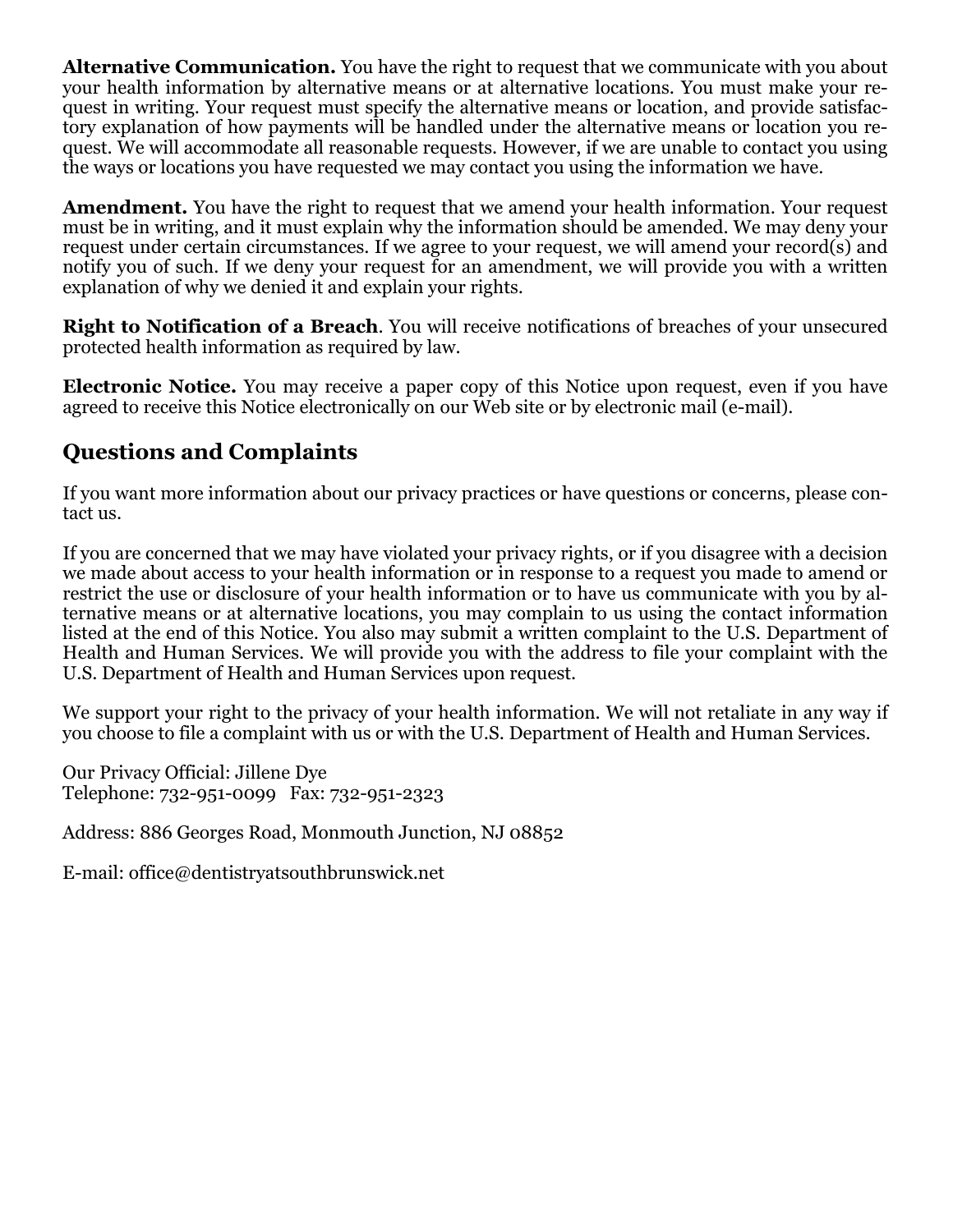**Alternative Communication.** You have the right to request that we communicate with you about your health information by alternative means or at alternative locations. You must make your request in writing. Your request must specify the alternative means or location, and provide satisfactory explanation of how payments will be handled under the alternative means or location you request. We will accommodate all reasonable requests. However, if we are unable to contact you using the ways or locations you have requested we may contact you using the information we have.

**Amendment.** You have the right to request that we amend your health information. Your request must be in writing, and it must explain why the information should be amended. We may deny your request under certain circumstances. If we agree to your request, we will amend your record(s) and notify you of such. If we deny your request for an amendment, we will provide you with a written explanation of why we denied it and explain your rights.

**Right to Notification of a Breach**. You will receive notifications of breaches of your unsecured protected health information as required by law.

**Electronic Notice.** You may receive a paper copy of this Notice upon request, even if you have agreed to receive this Notice electronically on our Web site or by electronic mail (e-mail).

## Questions and Complaints

If you want more information about our privacy practices or have questions or concerns, please contact us.

If you are concerned that we may have violated your privacy rights, or if you disagree with a decision we made about access to your health information or in response to a request you made to amend or restrict the use or disclosure of your health information or to have us communicate with you by alternative means or at alternative locations, you may complain to us using the contact information listed at the end of this Notice. You also may submit a written complaint to the U.S. Department of Health and Human Services. We will provide you with the address to file your complaint with the U.S. Department of Health and Human Services upon request.

We support your right to the privacy of your health information. We will not retaliate in any way if you choose to file a complaint with us or with the U.S. Department of Health and Human Services.

Our Privacy Official: Jillene Dye
Telephone: 732-951-0099 Fax: 732-951-2323

Address: 886 Georges Road, Monmouth Junction, NJ 08852

E-mail: office@dentistryatsouthbrunswick.net